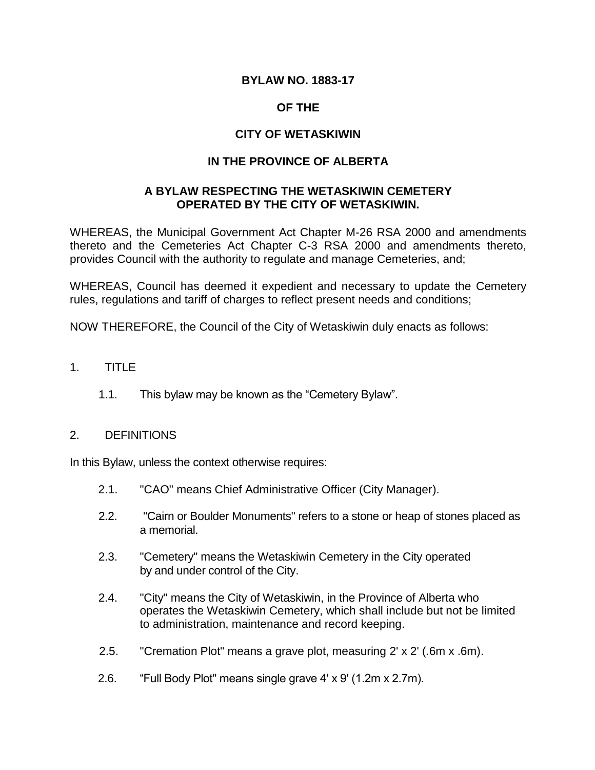**BYLAW NO. 1883-17**

**OF THE**

**CITY OF WETASKIWIN**

**IN THE PROVINCE OF ALBERTA**

**A BYLAW RESPECTING THE WETASKIWIN CEMETERY OPERATED BY THE CITY OF WETASKIWIN.**

WHEREAS, the Municipal Government Act Chapter M-26 RSA 2000 and amendments thereto and the Cemeteries Act Chapter C-3 RSA 2000 and amendments thereto, provides Council with the authority to regulate and manage Cemeteries, and;

WHEREAS, Council has deemed it expedient and necessary to update the Cemetery rules, regulations and tariff of charges to reflect present needs and conditions;

NOW THEREFORE, the Council of the City of Wetaskiwin duly enacts as follows:

1. TITLE

   1.1. This bylaw may be known as the “Cemetery Bylaw”.

2. DEFINITIONS

In this Bylaw, unless the context otherwise requires:

   2.1. "CAO" means Chief Administrative Officer (City Manager).

   2.2. "Cairn or Boulder Monuments" refers to a stone or heap of stones placed as a memorial.

   2.3. "Cemetery" means the Wetaskiwin Cemetery in the City operated by and under control of the City.

   2.4. "City" means the City of Wetaskiwin, in the Province of Alberta who operates the Wetaskiwin Cemetery, which shall include but not be limited to administration, maintenance and record keeping.

   2.5. "Cremation Plot" means a grave plot, measuring 2' x 2' (.6m x .6m).

   2.6. “Full Body Plot" means single grave 4' x 9' (1.2m x 2.7m).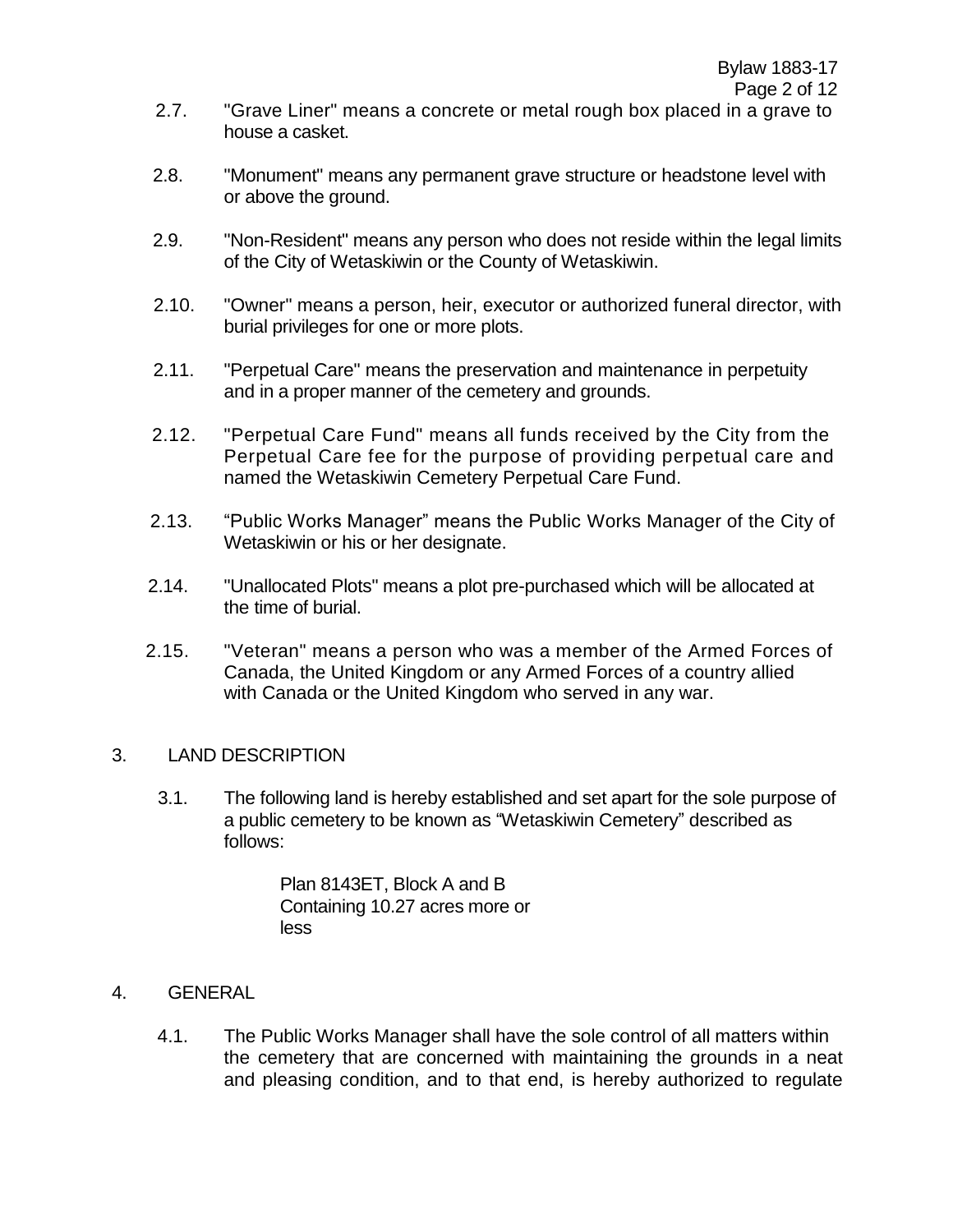2.7. "Grave Liner" means a concrete or metal rough box placed in a grave to house a casket.

2.8. "Monument" means any permanent grave structure or headstone level with or above the ground.

2.9. "Non-Resident" means any person who does not reside within the legal limits of the City of Wetaskiwin or the County of Wetaskiwin.

2.10. "Owner" means a person, heir, executor or authorized funeral director, with burial privileges for one or more plots.

2.11. "Perpetual Care" means the preservation and maintenance in perpetuity and in a proper manner of the cemetery and grounds.

2.12. "Perpetual Care Fund" means all funds received by the City from the Perpetual Care fee for the purpose of providing perpetual care and named the Wetaskiwin Cemetery Perpetual Care Fund.

2.13. "Public Works Manager" means the Public Works Manager of the City of Wetaskiwin or his or her designate.

2.14. "Unallocated Plots" means a plot pre-purchased which will be allocated at the time of burial.

2.15. "Veteran" means a person who was a member of the Armed Forces of Canada, the United Kingdom or any Armed Forces of a country allied with Canada or the United Kingdom who served in any war.

## 3. LAND DESCRIPTION

3.1. The following land is hereby established and set apart for the sole purpose of a public cemetery to be known as "Wetaskiwin Cemetery" described as follows:

> Plan 8143ET, Block A and B
> Containing 10.27 acres more or less

## 4. GENERAL

4.1. The Public Works Manager shall have the sole control of all matters within the cemetery that are concerned with maintaining the grounds in a neat and pleasing condition, and to that end, is hereby authorized to regulate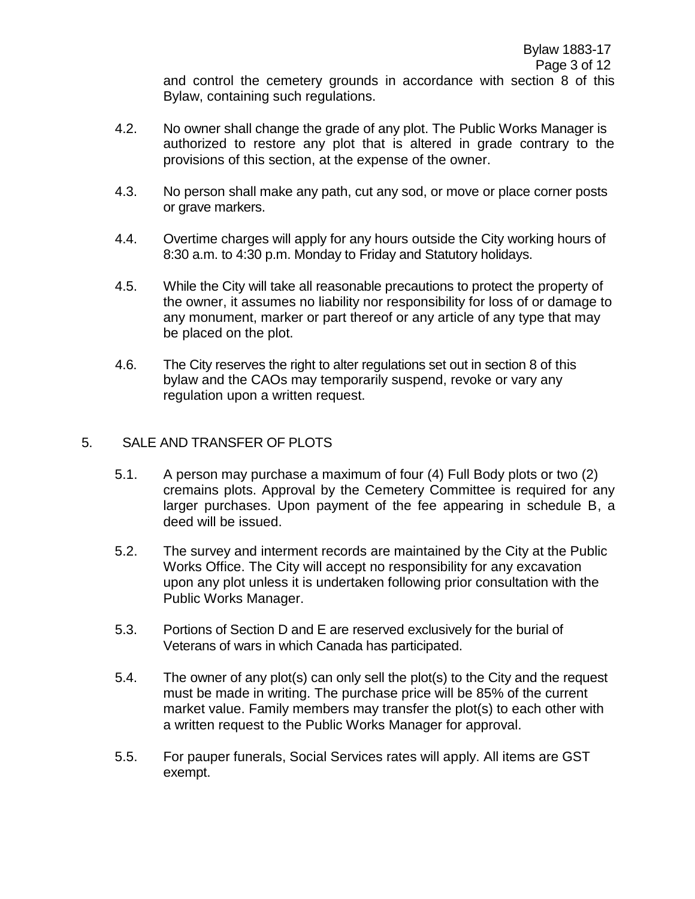and control the cemetery grounds in accordance with section 8 of this Bylaw, containing such regulations.

4.2. No owner shall change the grade of any plot. The Public Works Manager is authorized to restore any plot that is altered in grade contrary to the provisions of this section, at the expense of the owner.

4.3. No person shall make any path, cut any sod, or move or place corner posts or grave markers.

4.4. Overtime charges will apply for any hours outside the City working hours of 8:30 a.m. to 4:30 p.m. Monday to Friday and Statutory holidays.

4.5. While the City will take all reasonable precautions to protect the property of the owner, it assumes no liability nor responsibility for loss of or damage to any monument, marker or part thereof or any article of any type that may be placed on the plot.

4.6. The City reserves the right to alter regulations set out in section 8 of this bylaw and the CAOs may temporarily suspend, revoke or vary any regulation upon a written request.

## 5. SALE AND TRANSFER OF PLOTS

5.1. A person may purchase a maximum of four (4) Full Body plots or two (2) cremains plots. Approval by the Cemetery Committee is required for any larger purchases. Upon payment of the fee appearing in schedule B, a deed will be issued.

5.2. The survey and interment records are maintained by the City at the Public Works Office. The City will accept no responsibility for any excavation upon any plot unless it is undertaken following prior consultation with the Public Works Manager.

5.3. Portions of Section D and E are reserved exclusively for the burial of Veterans of wars in which Canada has participated.

5.4. The owner of any plot(s) can only sell the plot(s) to the City and the request must be made in writing. The purchase price will be 85% of the current market value. Family members may transfer the plot(s) to each other with a written request to the Public Works Manager for approval.

5.5. For pauper funerals, Social Services rates will apply. All items are GST exempt.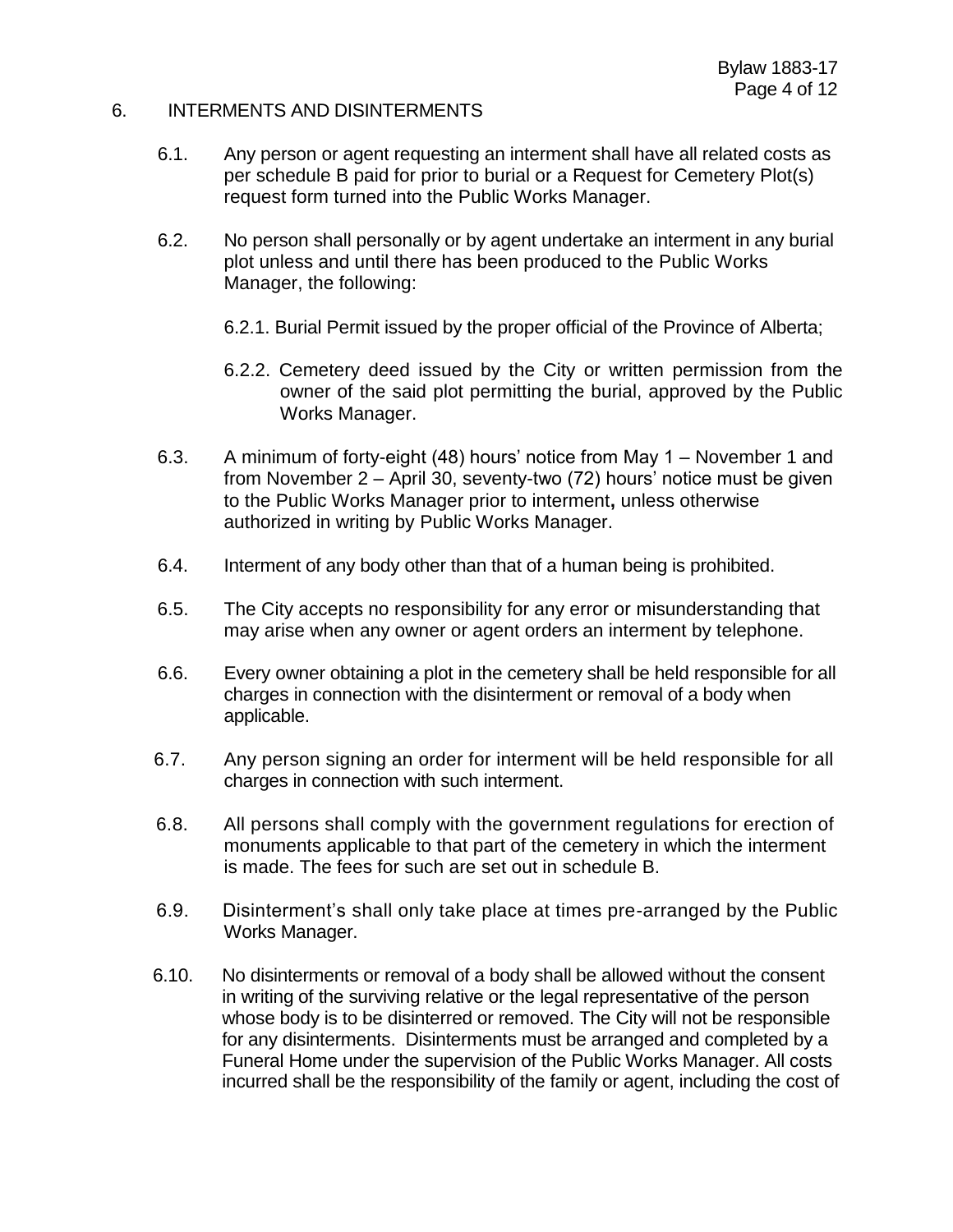## 6. INTERMENTS AND DISINTERMENTS

6.1. Any person or agent requesting an interment shall have all related costs as per schedule B paid for prior to burial or a Request for Cemetery Plot(s) request form turned into the Public Works Manager.

6.2. No person shall personally or by agent undertake an interment in any burial plot unless and until there has been produced to the Public Works Manager, the following:

6.2.1. Burial Permit issued by the proper official of the Province of Alberta;

6.2.2. Cemetery deed issued by the City or written permission from the owner of the said plot permitting the burial, approved by the Public Works Manager.

6.3. A minimum of forty-eight (48) hours' notice from May 1 – November 1 and from November 2 – April 30, seventy-two (72) hours' notice must be given to the Public Works Manager prior to interment**,** unless otherwise authorized in writing by Public Works Manager.

6.4. Interment of any body other than that of a human being is prohibited.

6.5. The City accepts no responsibility for any error or misunderstanding that may arise when any owner or agent orders an interment by telephone.

6.6. Every owner obtaining a plot in the cemetery shall be held responsible for all charges in connection with the disinterment or removal of a body when applicable.

6.7. Any person signing an order for interment will be held responsible for all charges in connection with such interment.

6.8. All persons shall comply with the government regulations for erection of monuments applicable to that part of the cemetery in which the interment is made. The fees for such are set out in schedule B.

6.9. Disinterment's shall only take place at times pre-arranged by the Public Works Manager.

6.10. No disinterments or removal of a body shall be allowed without the consent in writing of the surviving relative or the legal representative of the person whose body is to be disinterred or removed. The City will not be responsible for any disinterments. Disinterments must be arranged and completed by a Funeral Home under the supervision of the Public Works Manager. All costs incurred shall be the responsibility of the family or agent, including the cost of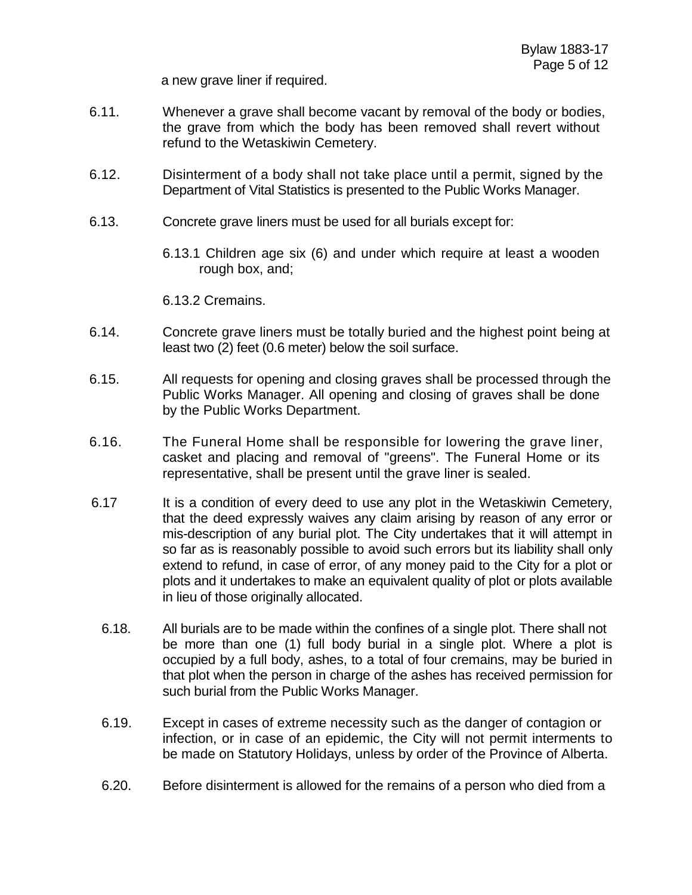a new grave liner if required.

6.11. Whenever a grave shall become vacant by removal of the body or bodies, the grave from which the body has been removed shall revert without refund to the Wetaskiwin Cemetery.

6.12. Disinterment of a body shall not take place until a permit, signed by the Department of Vital Statistics is presented to the Public Works Manager.

6.13. Concrete grave liners must be used for all burials except for:

6.13.1 Children age six (6) and under which require at least a wooden rough box, and;

6.13.2 Cremains.

6.14. Concrete grave liners must be totally buried and the highest point being at least two (2) feet (0.6 meter) below the soil surface.

6.15. All requests for opening and closing graves shall be processed through the Public Works Manager. All opening and closing of graves shall be done by the Public Works Department.

6.16. The Funeral Home shall be responsible for lowering the grave liner, casket and placing and removal of "greens". The Funeral Home or its representative, shall be present until the grave liner is sealed.

6.17 It is a condition of every deed to use any plot in the Wetaskiwin Cemetery, that the deed expressly waives any claim arising by reason of any error or mis-description of any burial plot. The City undertakes that it will attempt in so far as is reasonably possible to avoid such errors but its liability shall only extend to refund, in case of error, of any money paid to the City for a plot or plots and it undertakes to make an equivalent quality of plot or plots available in lieu of those originally allocated.

6.18. All burials are to be made within the confines of a single plot. There shall not be more than one (1) full body burial in a single plot. Where a plot is occupied by a full body, ashes, to a total of four cremains, may be buried in that plot when the person in charge of the ashes has received permission for such burial from the Public Works Manager.

6.19. Except in cases of extreme necessity such as the danger of contagion or infection, or in case of an epidemic, the City will not permit interments to be made on Statutory Holidays, unless by order of the Province of Alberta.

6.20. Before disinterment is allowed for the remains of a person who died from a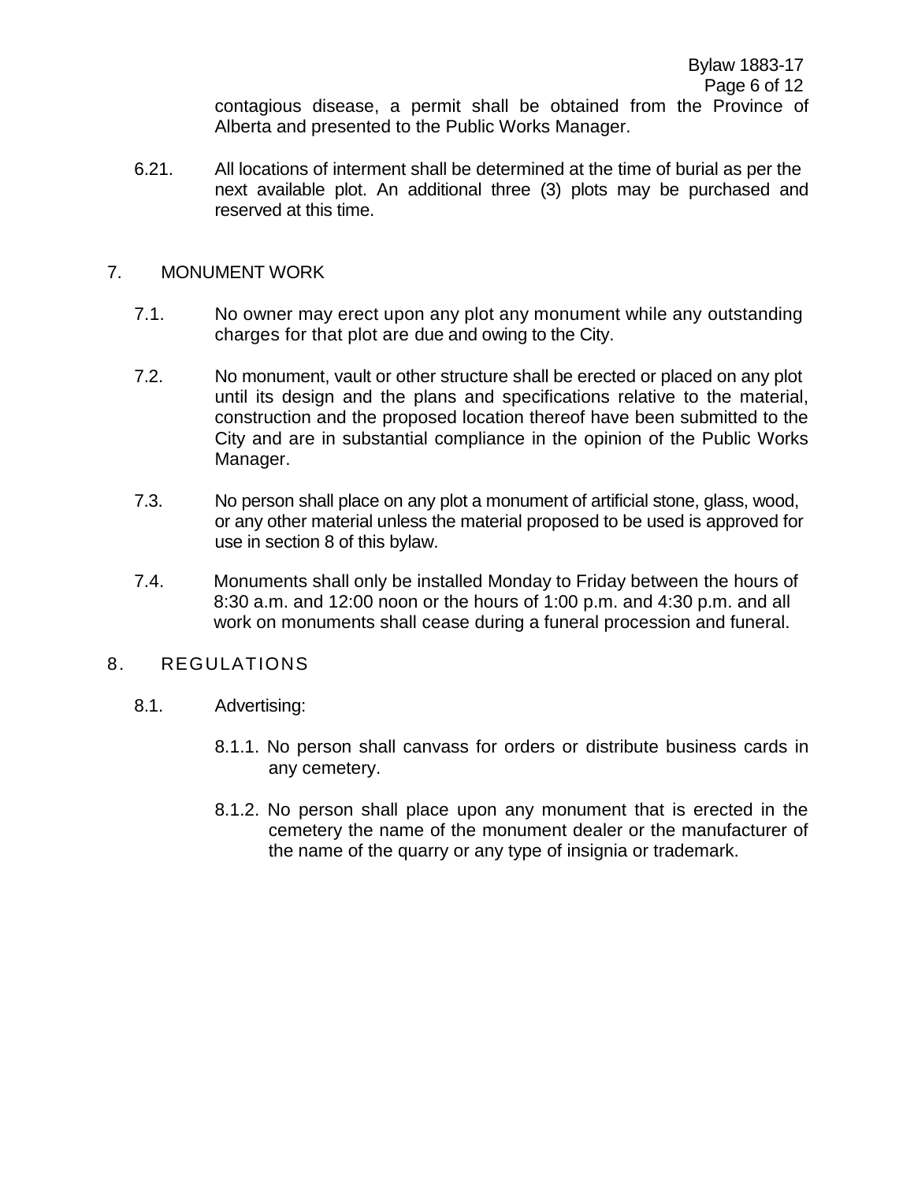contagious disease, a permit shall be obtained from the Province of Alberta and presented to the Public Works Manager.

6.21. All locations of interment shall be determined at the time of burial as per the next available plot. An additional three (3) plots may be purchased and reserved at this time.

## 7. MONUMENT WORK

7.1. No owner may erect upon any plot any monument while any outstanding charges for that plot are due and owing to the City.

7.2. No monument, vault or other structure shall be erected or placed on any plot until its design and the plans and specifications relative to the material, construction and the proposed location thereof have been submitted to the City and are in substantial compliance in the opinion of the Public Works Manager.

7.3. No person shall place on any plot a monument of artificial stone, glass, wood, or any other material unless the material proposed to be used is approved for use in section 8 of this bylaw.

7.4. Monuments shall only be installed Monday to Friday between the hours of 8:30 a.m. and 12:00 noon or the hours of 1:00 p.m. and 4:30 p.m. and all work on monuments shall cease during a funeral procession and funeral.

## 8. REGULATIONS

8.1. Advertising:

8.1.1. No person shall canvass for orders or distribute business cards in any cemetery.

8.1.2. No person shall place upon any monument that is erected in the cemetery the name of the monument dealer or the manufacturer of the name of the quarry or any type of insignia or trademark.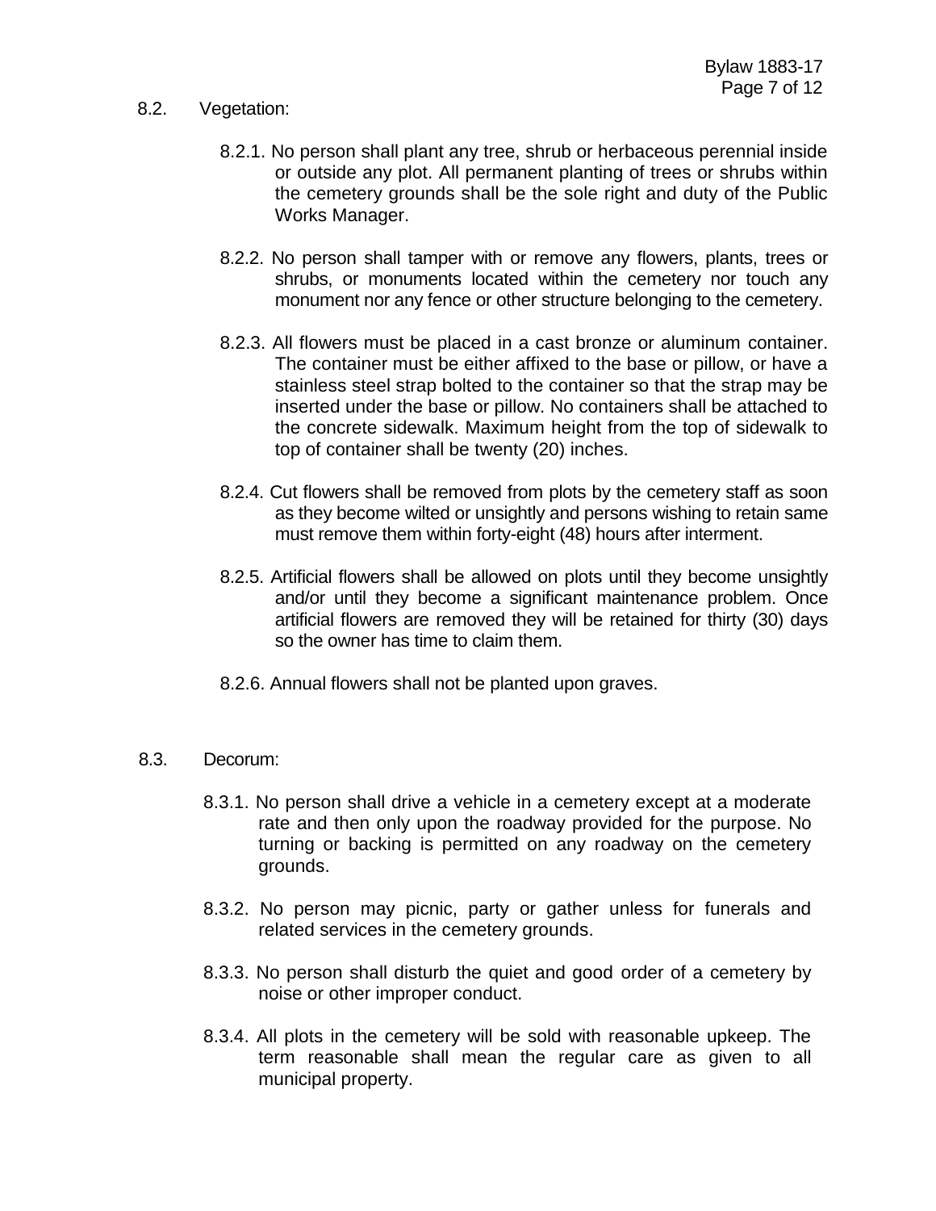8.2. Vegetation:

8.2.1. No person shall plant any tree, shrub or herbaceous perennial inside or outside any plot. All permanent planting of trees or shrubs within the cemetery grounds shall be the sole right and duty of the Public Works Manager.

8.2.2. No person shall tamper with or remove any flowers, plants, trees or shrubs, or monuments located within the cemetery nor touch any monument nor any fence or other structure belonging to the cemetery.

8.2.3. All flowers must be placed in a cast bronze or aluminum container. The container must be either affixed to the base or pillow, or have a stainless steel strap bolted to the container so that the strap may be inserted under the base or pillow. No containers shall be attached to the concrete sidewalk. Maximum height from the top of sidewalk to top of container shall be twenty (20) inches.

8.2.4. Cut flowers shall be removed from plots by the cemetery staff as soon as they become wilted or unsightly and persons wishing to retain same must remove them within forty-eight (48) hours after interment.

8.2.5. Artificial flowers shall be allowed on plots until they become unsightly and/or until they become a significant maintenance problem. Once artificial flowers are removed they will be retained for thirty (30) days so the owner has time to claim them.

8.2.6. Annual flowers shall not be planted upon graves.

8.3. Decorum:

8.3.1. No person shall drive a vehicle in a cemetery except at a moderate rate and then only upon the roadway provided for the purpose. No turning or backing is permitted on any roadway on the cemetery grounds.

8.3.2. No person may picnic, party or gather unless for funerals and related services in the cemetery grounds.

8.3.3. No person shall disturb the quiet and good order of a cemetery by noise or other improper conduct.

8.3.4. All plots in the cemetery will be sold with reasonable upkeep. The term reasonable shall mean the regular care as given to all municipal property.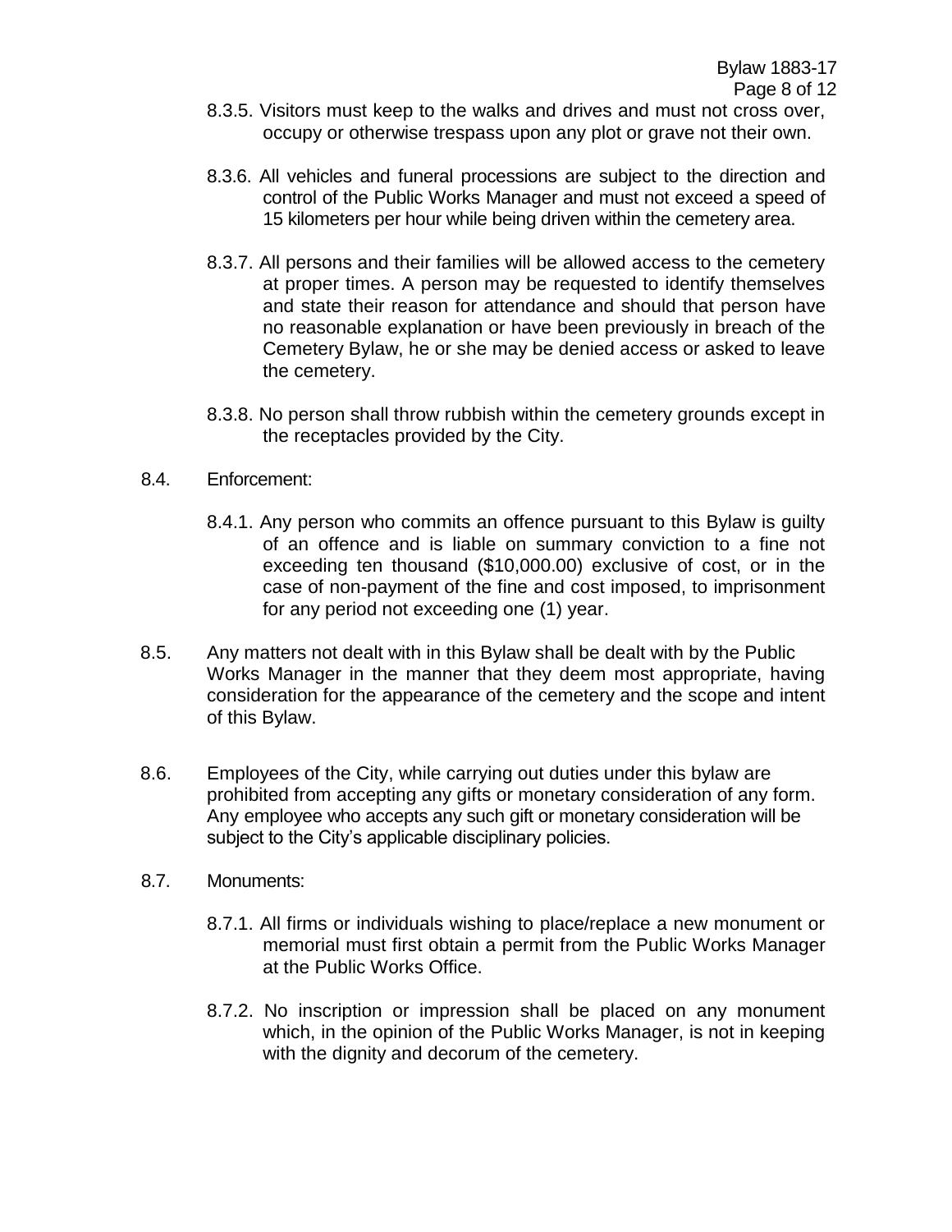8.3.5. Visitors must keep to the walks and drives and must not cross over, occupy or otherwise trespass upon any plot or grave not their own.

8.3.6. All vehicles and funeral processions are subject to the direction and control of the Public Works Manager and must not exceed a speed of 15 kilometers per hour while being driven within the cemetery area.

8.3.7. All persons and their families will be allowed access to the cemetery at proper times. A person may be requested to identify themselves and state their reason for attendance and should that person have no reasonable explanation or have been previously in breach of the Cemetery Bylaw, he or she may be denied access or asked to leave the cemetery.

8.3.8. No person shall throw rubbish within the cemetery grounds except in the receptacles provided by the City.

8.4. Enforcement:

8.4.1. Any person who commits an offence pursuant to this Bylaw is guilty of an offence and is liable on summary conviction to a fine not exceeding ten thousand ($10,000.00) exclusive of cost, or in the case of non-payment of the fine and cost imposed, to imprisonment for any period not exceeding one (1) year.

8.5. Any matters not dealt with in this Bylaw shall be dealt with by the Public Works Manager in the manner that they deem most appropriate, having consideration for the appearance of the cemetery and the scope and intent of this Bylaw.

8.6. Employees of the City, while carrying out duties under this bylaw are prohibited from accepting any gifts or monetary consideration of any form. Any employee who accepts any such gift or monetary consideration will be subject to the City's applicable disciplinary policies.

8.7. Monuments:

8.7.1. All firms or individuals wishing to place/replace a new monument or memorial must first obtain a permit from the Public Works Manager at the Public Works Office.

8.7.2. No inscription or impression shall be placed on any monument which, in the opinion of the Public Works Manager, is not in keeping with the dignity and decorum of the cemetery.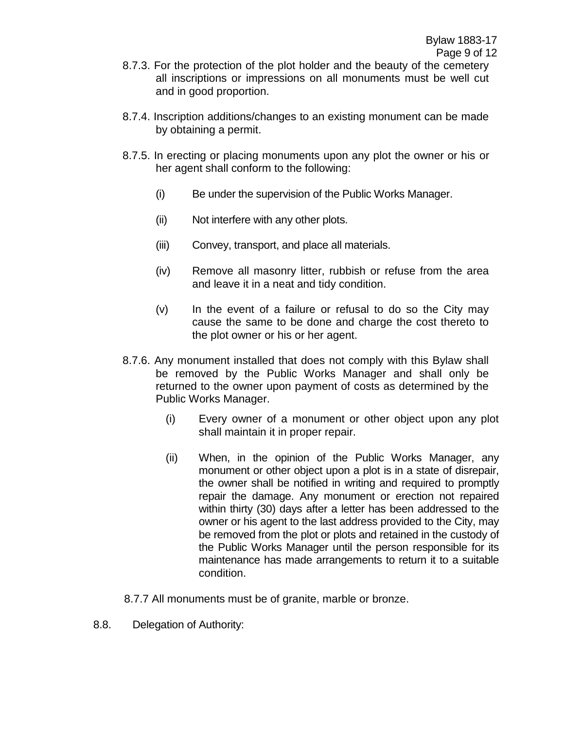8.7.3. For the protection of the plot holder and the beauty of the cemetery all inscriptions or impressions on all monuments must be well cut and in good proportion.

8.7.4. Inscription additions/changes to an existing monument can be made by obtaining a permit.

8.7.5. In erecting or placing monuments upon any plot the owner or his or her agent shall conform to the following:

(i) Be under the supervision of the Public Works Manager.

(ii) Not interfere with any other plots.

(iii) Convey, transport, and place all materials.

(iv) Remove all masonry litter, rubbish or refuse from the area and leave it in a neat and tidy condition.

(v) In the event of a failure or refusal to do so the City may cause the same to be done and charge the cost thereto to the plot owner or his or her agent.

8.7.6. Any monument installed that does not comply with this Bylaw shall be removed by the Public Works Manager and shall only be returned to the owner upon payment of costs as determined by the Public Works Manager.

(i) Every owner of a monument or other object upon any plot shall maintain it in proper repair.

(ii) When, in the opinion of the Public Works Manager, any monument or other object upon a plot is in a state of disrepair, the owner shall be notified in writing and required to promptly repair the damage. Any monument or erection not repaired within thirty (30) days after a letter has been addressed to the owner or his agent to the last address provided to the City, may be removed from the plot or plots and retained in the custody of the Public Works Manager until the person responsible for its maintenance has made arrangements to return it to a suitable condition.

8.7.7 All monuments must be of granite, marble or bronze.

8.8. Delegation of Authority: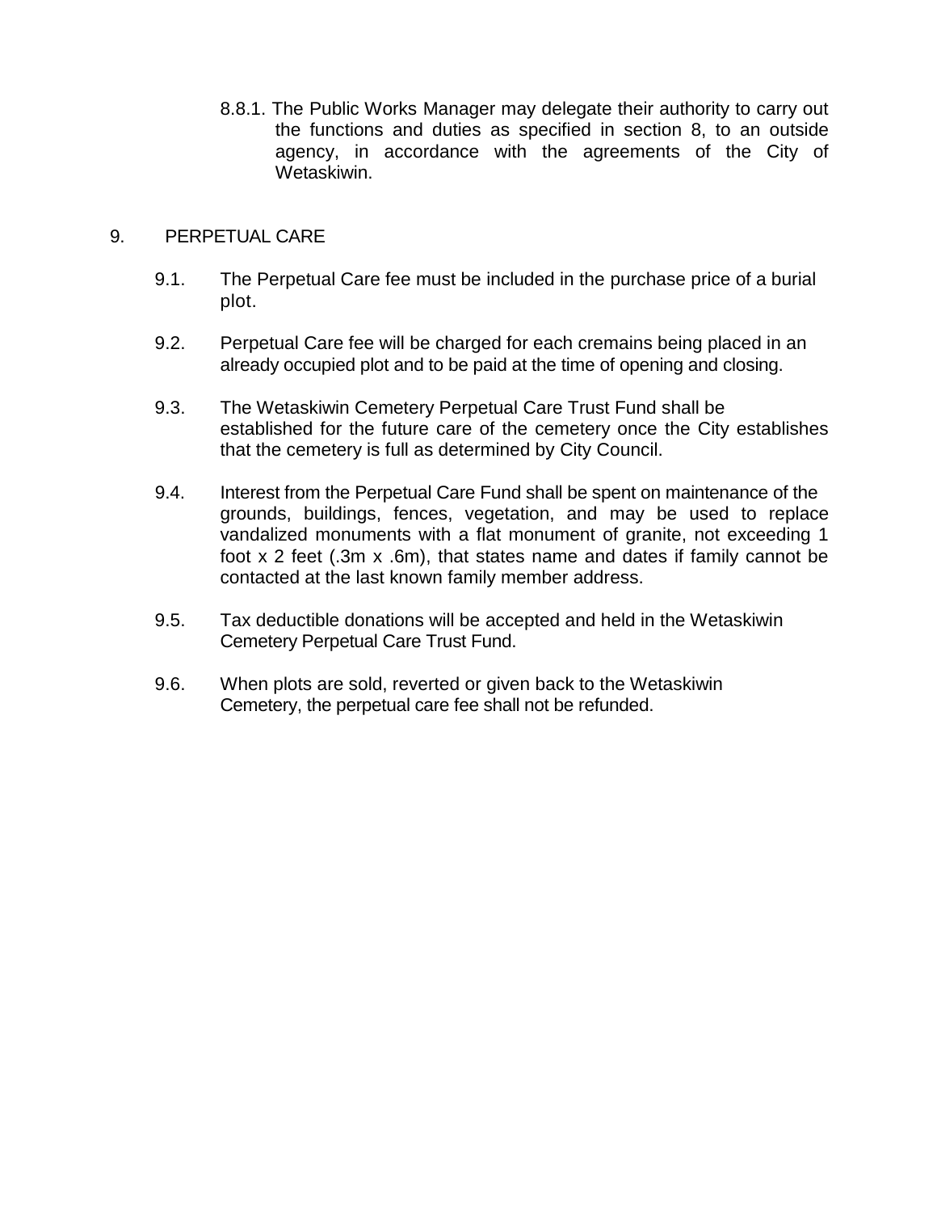8.8.1. The Public Works Manager may delegate their authority to carry out the functions and duties as specified in section 8, to an outside agency, in accordance with the agreements of the City of Wetaskiwin.

## 9. PERPETUAL CARE

9.1. The Perpetual Care fee must be included in the purchase price of a burial plot.

9.2. Perpetual Care fee will be charged for each cremains being placed in an already occupied plot and to be paid at the time of opening and closing.

9.3. The Wetaskiwin Cemetery Perpetual Care Trust Fund shall be established for the future care of the cemetery once the City establishes that the cemetery is full as determined by City Council.

9.4. Interest from the Perpetual Care Fund shall be spent on maintenance of the grounds, buildings, fences, vegetation, and may be used to replace vandalized monuments with a flat monument of granite, not exceeding 1 foot x 2 feet (.3m x .6m), that states name and dates if family cannot be contacted at the last known family member address.

9.5. Tax deductible donations will be accepted and held in the Wetaskiwin Cemetery Perpetual Care Trust Fund.

9.6. When plots are sold, reverted or given back to the Wetaskiwin Cemetery, the perpetual care fee shall not be refunded.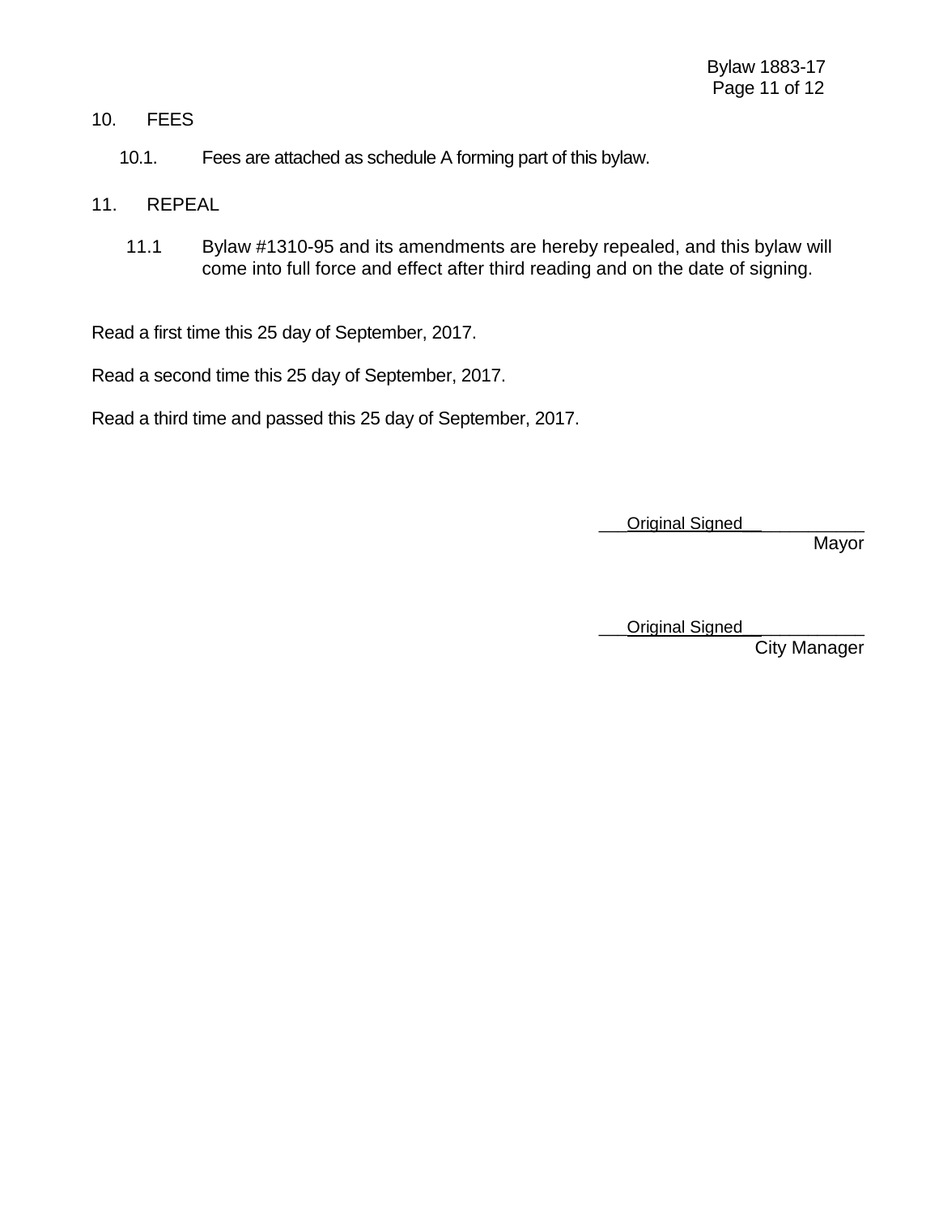## 10. FEES

10.1. Fees are attached as schedule A forming part of this bylaw.

## 11. REPEAL

11.1 Bylaw #1310-95 and its amendments are hereby repealed, and this bylaw will come into full force and effect after third reading and on the date of signing.

Read a first time this 25 day of September, 2017.

Read a second time this 25 day of September, 2017.

Read a third time and passed this 25 day of September, 2017.

___Original Signed___________
Mayor

___Original Signed___________
City Manager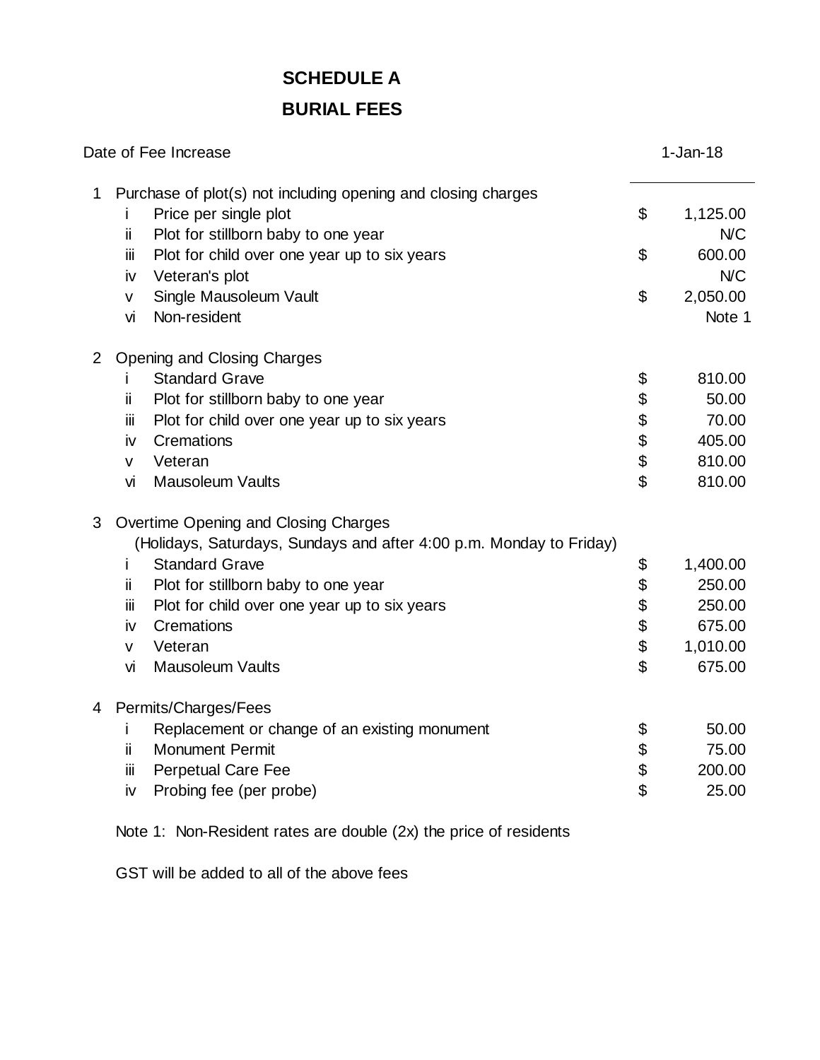## SCHEDULE A

## BURIAL FEES

| | | | |
|---|---|---|---|
| Date of Fee Increase | | | 1-Jan-18 |
| 1 | Purchase of plot(s) not including opening and closing charges | | |
| i | Price per single plot | $ | 1,125.00 |
| ii | Plot for stillborn baby to one year | | N/C |
| iii | Plot for child over one year up to six years | $ | 600.00 |
| iv | Veteran's plot | | N/C |
| v | Single Mausoleum Vault | $ | 2,050.00 |
| vi | Non-resident | | Note 1 |
| 2 | Opening and Closing Charges | | |
| i | Standard Grave | $ | 810.00 |
| ii | Plot for stillborn baby to one year | $ | 50.00 |
| iii | Plot for child over one year up to six years | $ | 70.00 |
| iv | Cremations | $ | 405.00 |
| v | Veteran | $ | 810.00 |
| vi | Mausoleum Vaults | $ | 810.00 |
| 3 | Overtime Opening and Closing Charges (Holidays, Saturdays, Sundays and after 4:00 p.m. Monday to Friday) | | |
| i | Standard Grave | $ | 1,400.00 |
| ii | Plot for stillborn baby to one year | $ | 250.00 |
| iii | Plot for child over one year up to six years | $ | 250.00 |
| iv | Cremations | $ | 675.00 |
| v | Veteran | $ | 1,010.00 |
| vi | Mausoleum Vaults | $ | 675.00 |
| 4 | Permits/Charges/Fees | | |
| i | Replacement or change of an existing monument | $ | 50.00 |
| ii | Monument Permit | $ | 75.00 |
| iii | Perpetual Care Fee | $ | 200.00 |
| iv | Probing fee (per probe) | $ | 25.00 |

Note 1: Non-Resident rates are double (2x) the price of residents

GST will be added to all of the above fees